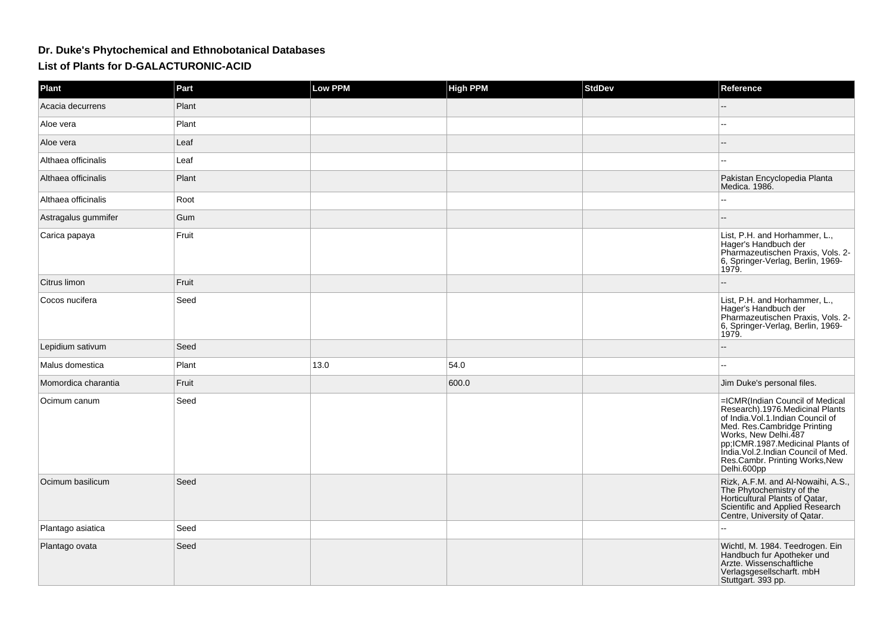# Dr. Duke's Phytochemical and Ethnobotanical Databases

## List of Plants for D-GALACTURONIC-ACID

| Plant | Part | Low PPM | High PPM | StdDev | Reference |
| --- | --- | --- | --- | --- | --- |
| Acacia decurrens | Plant | | | | -- |
| Aloe vera | Plant | | | | -- |
| Aloe vera | Leaf | | | | -- |
| Althaea officinalis | Leaf | | | | -- |
| Althaea officinalis | Plant | | | | Pakistan Encyclopedia Planta Medica. 1986. |
| Althaea officinalis | Root | | | | -- |
| Astragalus gummifer | Gum | | | | -- |
| Carica papaya | Fruit | | | | List, P.H. and Horhammer, L., Hager's Handbuch der Pharmazeutischen Praxis, Vols. 2-6, Springer-Verlag, Berlin, 1969-1979. |
| Citrus limon | Fruit | | | | -- |
| Cocos nucifera | Seed | | | | List, P.H. and Horhammer, L., Hager's Handbuch der Pharmazeutischen Praxis, Vols. 2-6, Springer-Verlag, Berlin, 1969-1979. |
| Lepidium sativum | Seed | | | | -- |
| Malus domestica | Plant | 13.0 | 54.0 | | -- |
| Momordica charantia | Fruit | | 600.0 | | Jim Duke's personal files. |
| Ocimum canum | Seed | | | | =ICMR(Indian Council of Medical Research).1976.Medicinal Plants of India.Vol.1.Indian Council of Med. Res.Cambridge Printing Works, New Delhi.487 pp;ICMR.1987.Medicinal Plants of India.Vol.2.Indian Council of Med. Res.Cambr. Printing Works,New Delhi.600pp |
| Ocimum basilicum | Seed | | | | Rizk, A.F.M. and Al-Nowaihi, A.S., The Phytochemistry of the Horticultural Plants of Qatar, Scientific and Applied Research Centre, University of Qatar. |
| Plantago asiatica | Seed | | | | -- |
| Plantago ovata | Seed | | | | Wichtl, M. 1984. Teedrogen. Ein Handbuch fur Apotheker und Arzte. Wissenschaftliche Verlagsgesellscharft. mbH Stuttgart. 393 pp. |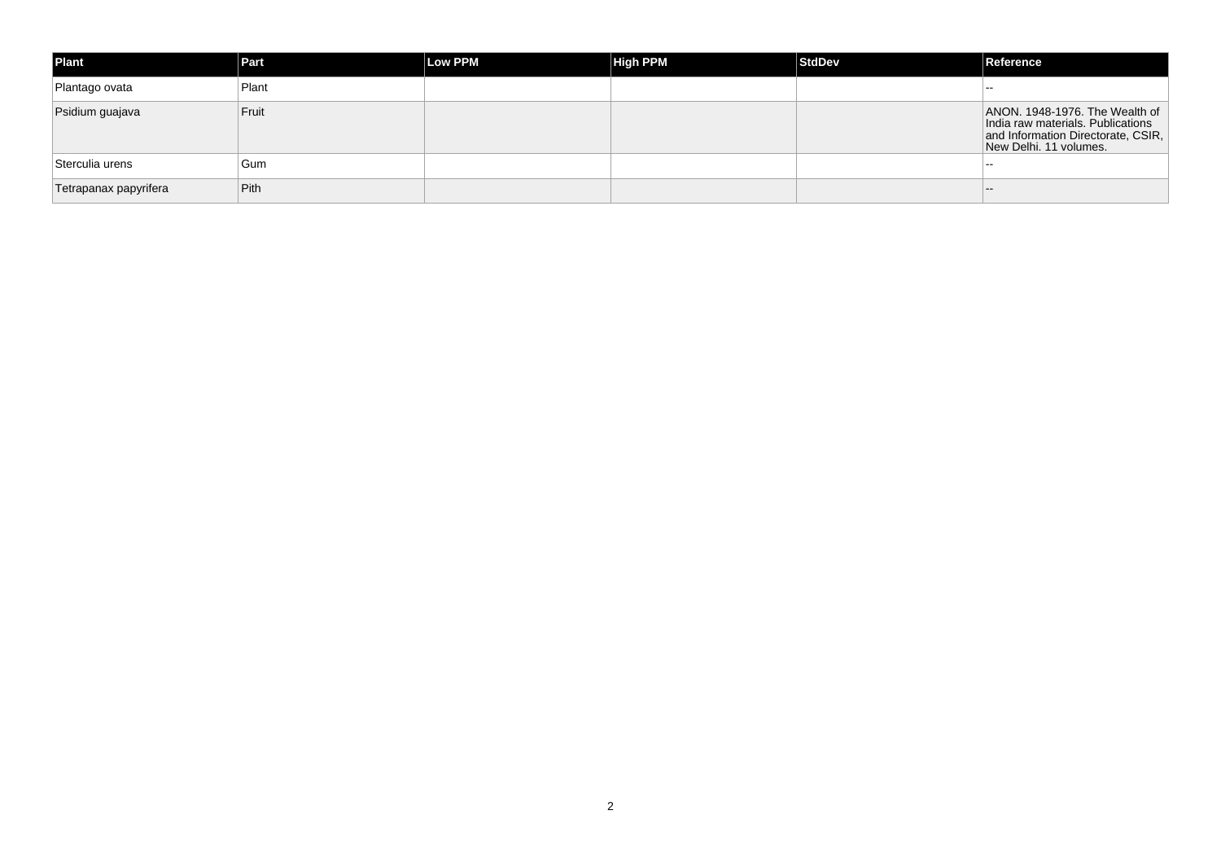| Plant | Part | Low PPM | High PPM | StdDev | Reference |
| --- | --- | --- | --- | --- | --- |
| Plantago ovata | Plant | | | | -- |
| Psidium guajava | Fruit | | | | ANON. 1948-1976. The Wealth of India raw materials. Publications and Information Directorate, CSIR, New Delhi. 11 volumes. |
| Sterculia urens | Gum | | | | -- |
| Tetrapanax papyrifera | Pith | | | | -- |